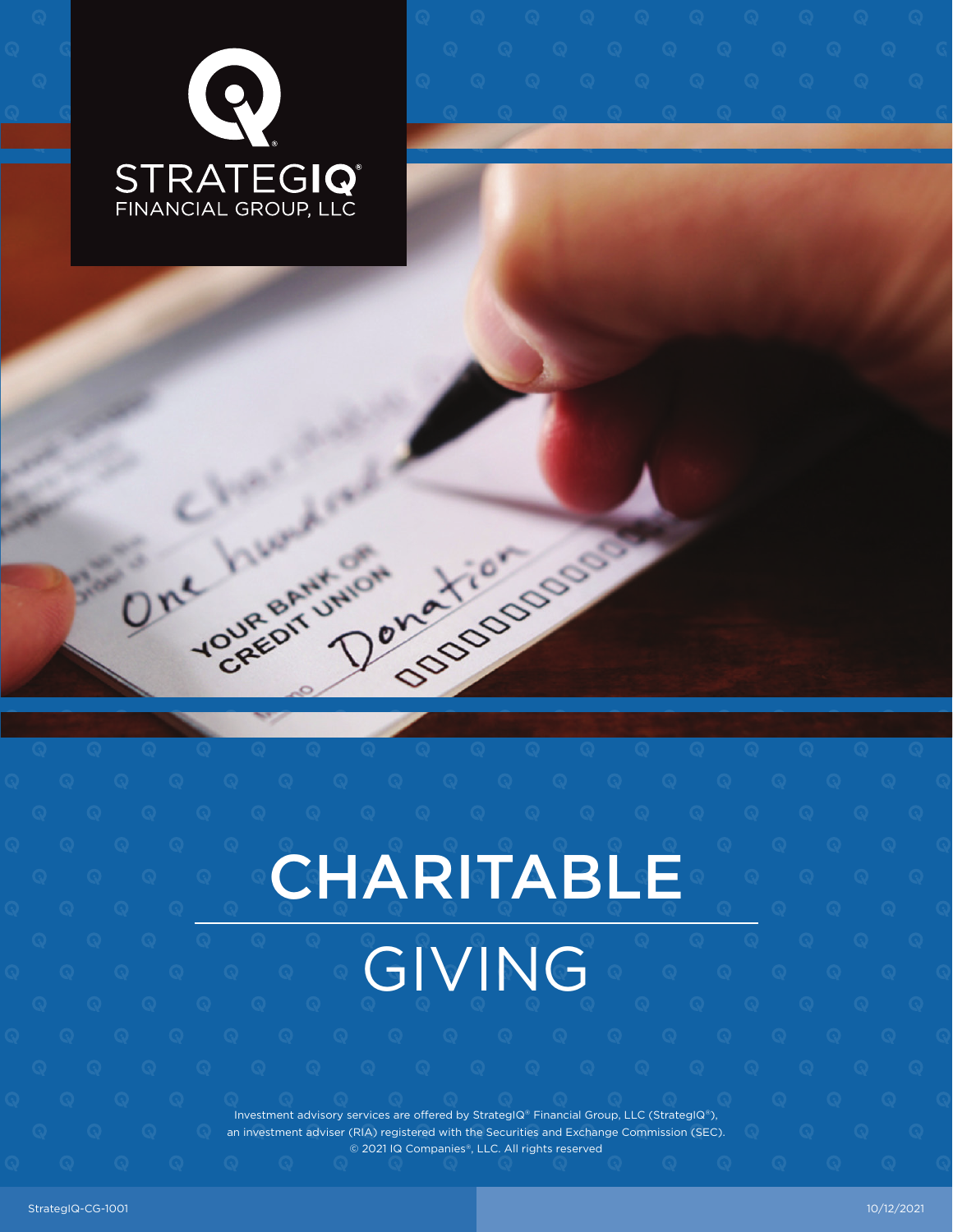STRATEGIQ®
FINANCIAL GROUP, LLC

# CHARITABLE GIVING

Investment advisory services are offered by StrategIQ® Financial Group, LLC (StrategIQ®), an investment adviser (RIA) registered with the Securities and Exchange Commission (SEC).
© 2021 IQ Companies®, LLC. All rights reserved

StrategIQ-CG-1001

10/12/2021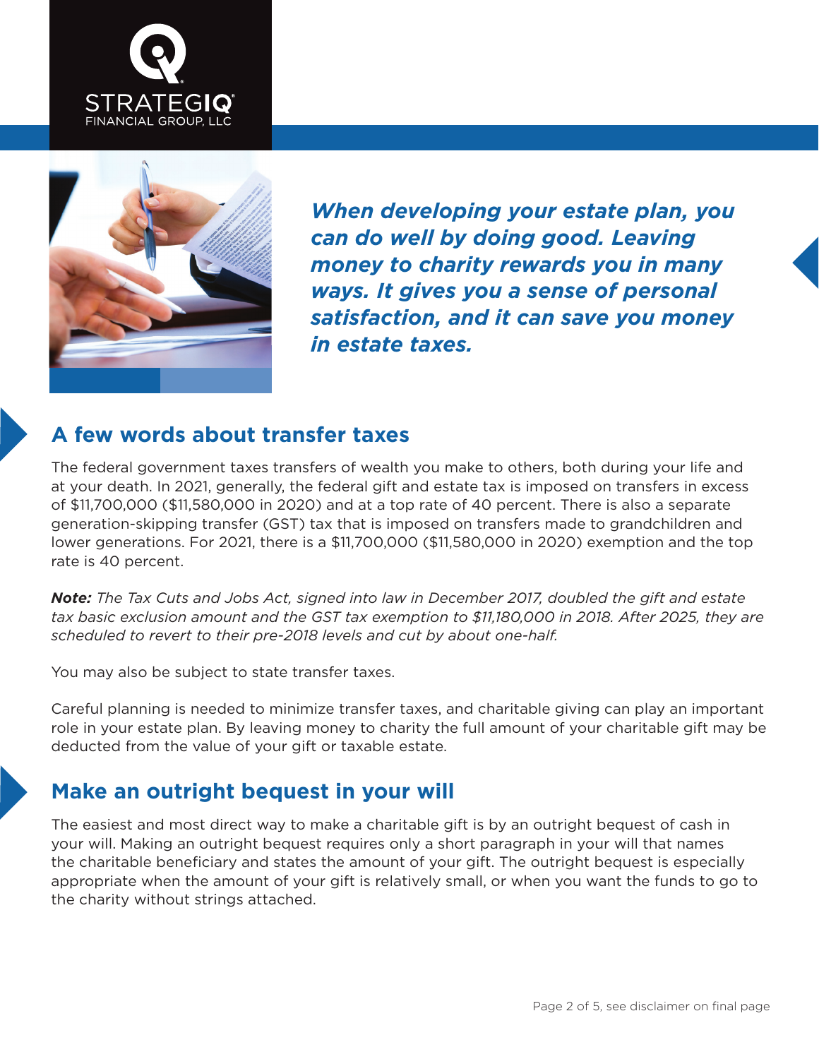***When developing your estate plan, you can do well by doing good. Leaving money to charity rewards you in many ways. It gives you a sense of personal satisfaction, and it can save you money in estate taxes.***

## A few words about transfer taxes

The federal government taxes transfers of wealth you make to others, both during your life and at your death. In 2021, generally, the federal gift and estate tax is imposed on transfers in excess of $11,700,000 ($11,580,000 in 2020) and at a top rate of 40 percent. There is also a separate generation-skipping transfer (GST) tax that is imposed on transfers made to grandchildren and lower generations. For 2021, there is a $11,700,000 ($11,580,000 in 2020) exemption and the top rate is 40 percent.

***Note:*** *The Tax Cuts and Jobs Act, signed into law in December 2017, doubled the gift and estate tax basic exclusion amount and the GST tax exemption to $11,180,000 in 2018. After 2025, they are scheduled to revert to their pre-2018 levels and cut by about one-half.*

You may also be subject to state transfer taxes.

Careful planning is needed to minimize transfer taxes, and charitable giving can play an important role in your estate plan. By leaving money to charity the full amount of your charitable gift may be deducted from the value of your gift or taxable estate.

## Make an outright bequest in your will

The easiest and most direct way to make a charitable gift is by an outright bequest of cash in your will. Making an outright bequest requires only a short paragraph in your will that names the charitable beneficiary and states the amount of your gift. The outright bequest is especially appropriate when the amount of your gift is relatively small, or when you want the funds to go to the charity without strings attached.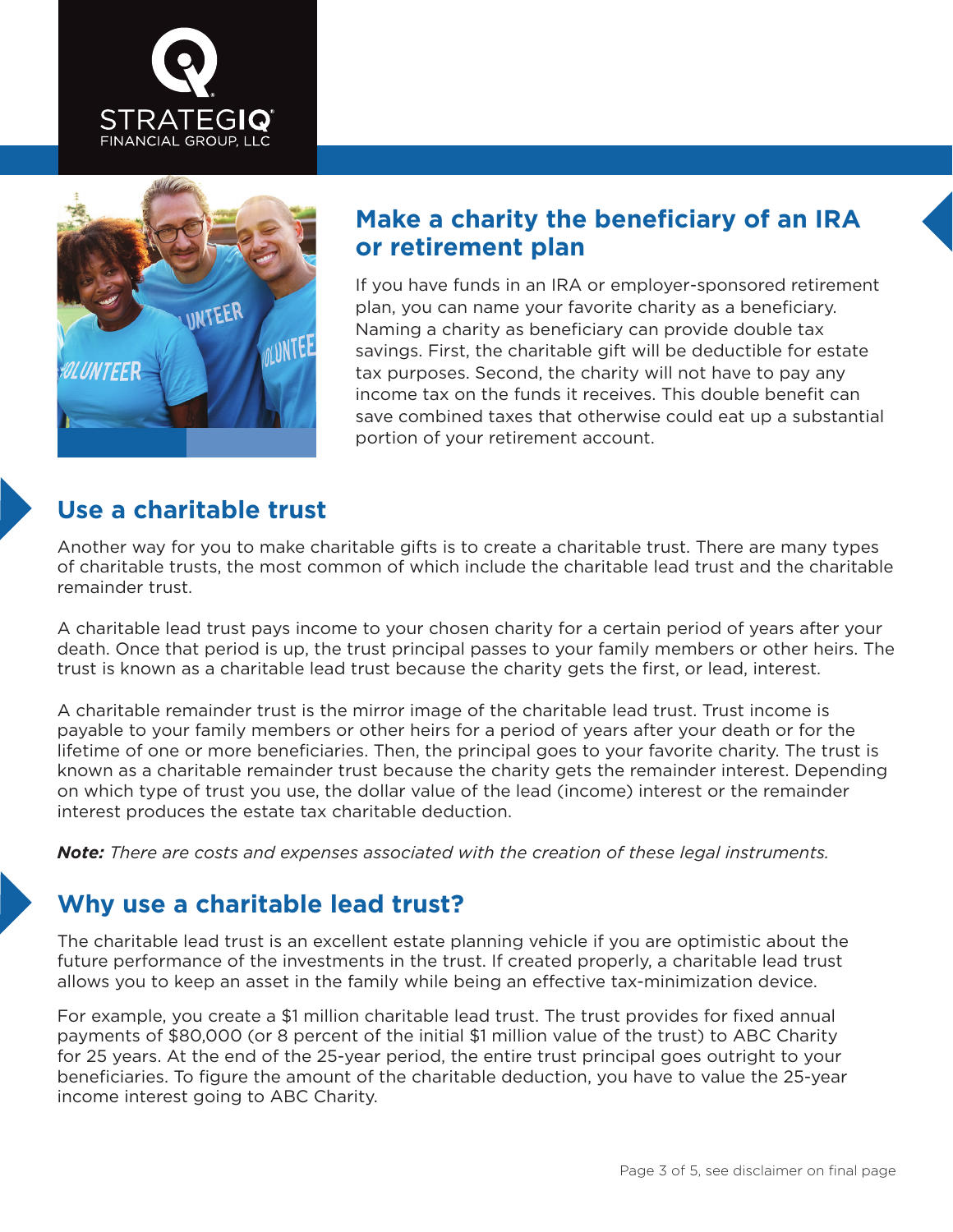## Make a charity the beneficiary of an IRA or retirement plan

If you have funds in an IRA or employer-sponsored retirement plan, you can name your favorite charity as a beneficiary. Naming a charity as beneficiary can provide double tax savings. First, the charitable gift will be deductible for estate tax purposes. Second, the charity will not have to pay any income tax on the funds it receives. This double benefit can save combined taxes that otherwise could eat up a substantial portion of your retirement account.

## Use a charitable trust

Another way for you to make charitable gifts is to create a charitable trust. There are many types of charitable trusts, the most common of which include the charitable lead trust and the charitable remainder trust.

A charitable lead trust pays income to your chosen charity for a certain period of years after your death. Once that period is up, the trust principal passes to your family members or other heirs. The trust is known as a charitable lead trust because the charity gets the first, or lead, interest.

A charitable remainder trust is the mirror image of the charitable lead trust. Trust income is payable to your family members or other heirs for a period of years after your death or for the lifetime of one or more beneficiaries. Then, the principal goes to your favorite charity. The trust is known as a charitable remainder trust because the charity gets the remainder interest. Depending on which type of trust you use, the dollar value of the lead (income) interest or the remainder interest produces the estate tax charitable deduction.

***Note:*** *There are costs and expenses associated with the creation of these legal instruments.*

## Why use a charitable lead trust?

The charitable lead trust is an excellent estate planning vehicle if you are optimistic about the future performance of the investments in the trust. If created properly, a charitable lead trust allows you to keep an asset in the family while being an effective tax-minimization device.

For example, you create a $1 million charitable lead trust. The trust provides for fixed annual payments of $80,000 (or 8 percent of the initial $1 million value of the trust) to ABC Charity for 25 years. At the end of the 25-year period, the entire trust principal goes outright to your beneficiaries. To figure the amount of the charitable deduction, you have to value the 25-year income interest going to ABC Charity.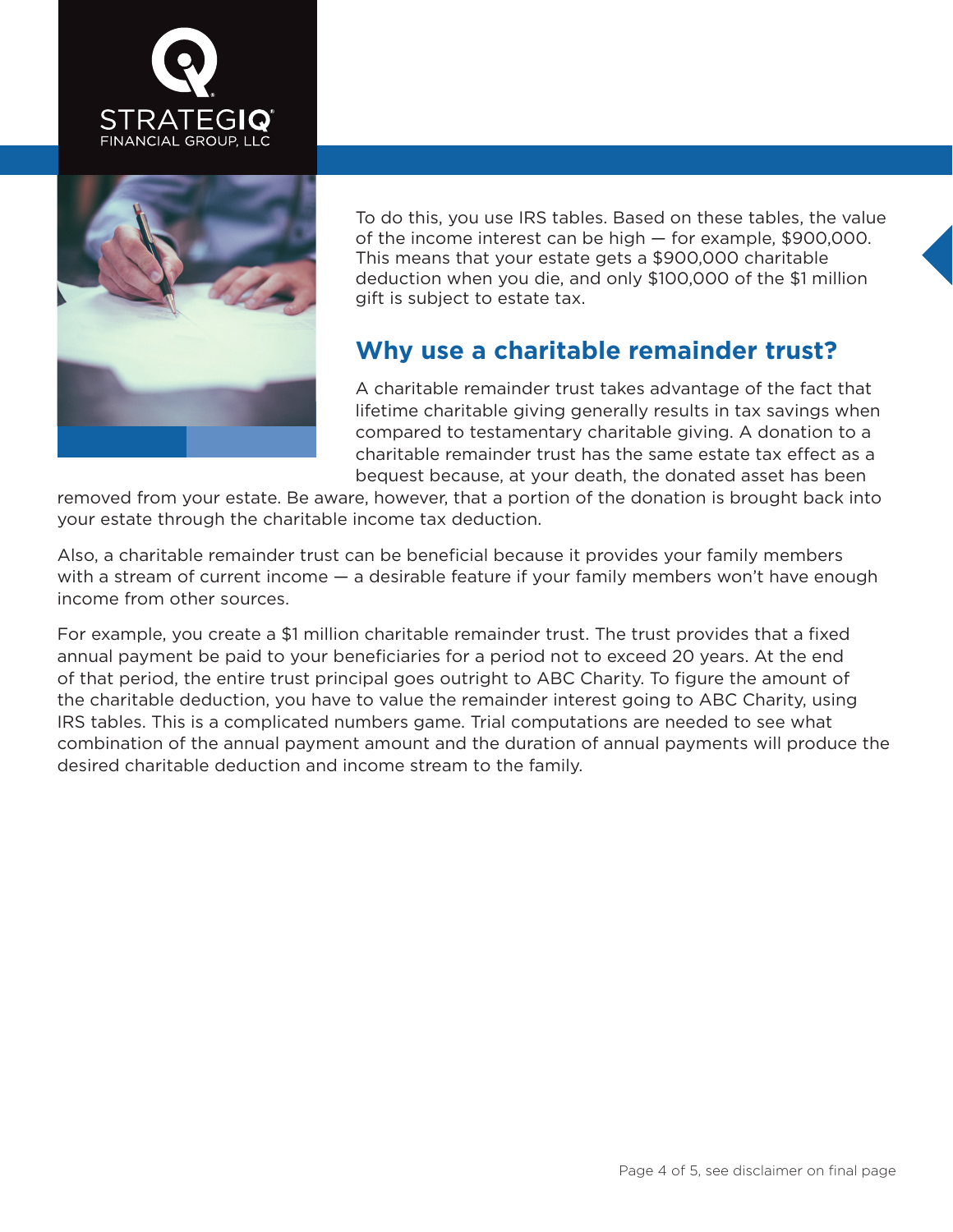To do this, you use IRS tables. Based on these tables, the value of the income interest can be high — for example, $900,000. This means that your estate gets a $900,000 charitable deduction when you die, and only $100,000 of the $1 million gift is subject to estate tax.

## Why use a charitable remainder trust?

A charitable remainder trust takes advantage of the fact that lifetime charitable giving generally results in tax savings when compared to testamentary charitable giving. A donation to a charitable remainder trust has the same estate tax effect as a bequest because, at your death, the donated asset has been removed from your estate. Be aware, however, that a portion of the donation is brought back into your estate through the charitable income tax deduction.

Also, a charitable remainder trust can be beneficial because it provides your family members with a stream of current income — a desirable feature if your family members won't have enough income from other sources.

For example, you create a $1 million charitable remainder trust. The trust provides that a fixed annual payment be paid to your beneficiaries for a period not to exceed 20 years. At the end of that period, the entire trust principal goes outright to ABC Charity. To figure the amount of the charitable deduction, you have to value the remainder interest going to ABC Charity, using IRS tables. This is a complicated numbers game. Trial computations are needed to see what combination of the annual payment amount and the duration of annual payments will produce the desired charitable deduction and income stream to the family.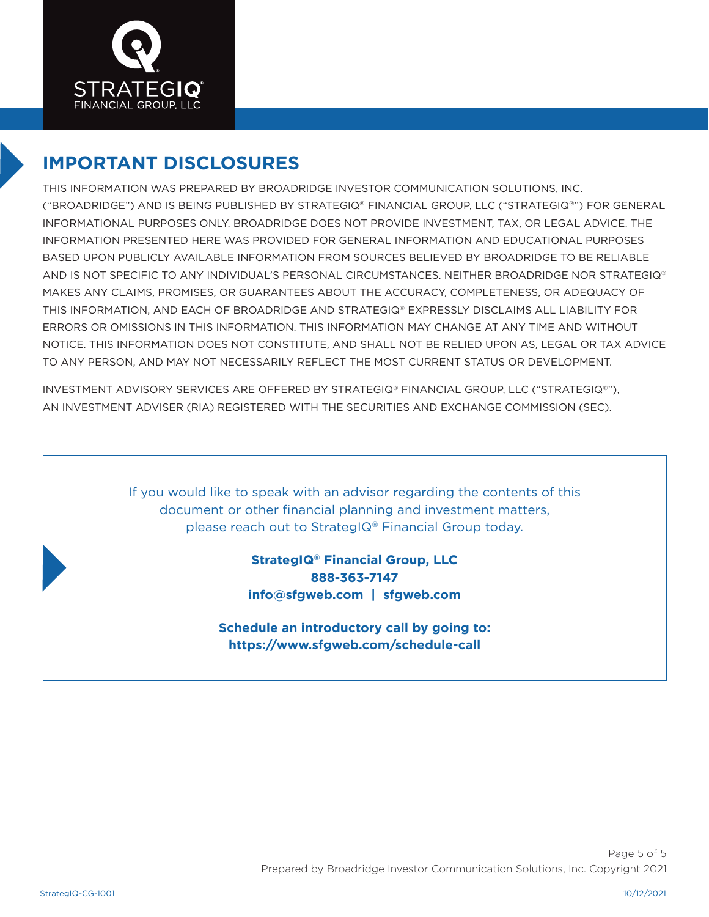## IMPORTANT DISCLOSURES

THIS INFORMATION WAS PREPARED BY BROADRIDGE INVESTOR COMMUNICATION SOLUTIONS, INC. ("BROADRIDGE") AND IS BEING PUBLISHED BY STRATEGIQ® FINANCIAL GROUP, LLC ("STRATEGIQ®") FOR GENERAL INFORMATIONAL PURPOSES ONLY. BROADRIDGE DOES NOT PROVIDE INVESTMENT, TAX, OR LEGAL ADVICE. THE INFORMATION PRESENTED HERE WAS PROVIDED FOR GENERAL INFORMATION AND EDUCATIONAL PURPOSES BASED UPON PUBLICLY AVAILABLE INFORMATION FROM SOURCES BELIEVED BY BROADRIDGE TO BE RELIABLE AND IS NOT SPECIFIC TO ANY INDIVIDUAL'S PERSONAL CIRCUMSTANCES. NEITHER BROADRIDGE NOR STRATEGIQ® MAKES ANY CLAIMS, PROMISES, OR GUARANTEES ABOUT THE ACCURACY, COMPLETENESS, OR ADEQUACY OF THIS INFORMATION, AND EACH OF BROADRIDGE AND STRATEGIQ® EXPRESSLY DISCLAIMS ALL LIABILITY FOR ERRORS OR OMISSIONS IN THIS INFORMATION. THIS INFORMATION MAY CHANGE AT ANY TIME AND WITHOUT NOTICE. THIS INFORMATION DOES NOT CONSTITUTE, AND SHALL NOT BE RELIED UPON AS, LEGAL OR TAX ADVICE TO ANY PERSON, AND MAY NOT NECESSARILY REFLECT THE MOST CURRENT STATUS OR DEVELOPMENT.

INVESTMENT ADVISORY SERVICES ARE OFFERED BY STRATEGIQ® FINANCIAL GROUP, LLC ("STRATEGIQ®"), AN INVESTMENT ADVISER (RIA) REGISTERED WITH THE SECURITIES AND EXCHANGE COMMISSION (SEC).

If you would like to speak with an advisor regarding the contents of this document or other financial planning and investment matters, please reach out to StrategIQ® Financial Group today.

**StrategIQ® Financial Group, LLC**
**888-363-7147**
**info@sfgweb.com | sfgweb.com**

**Schedule an introductory call by going to:**
**https://www.sfgweb.com/schedule-call**

Prepared by Broadridge Investor Communication Solutions, Inc. Copyright 2021

StrategIQ-CG-1001

10/12/2021